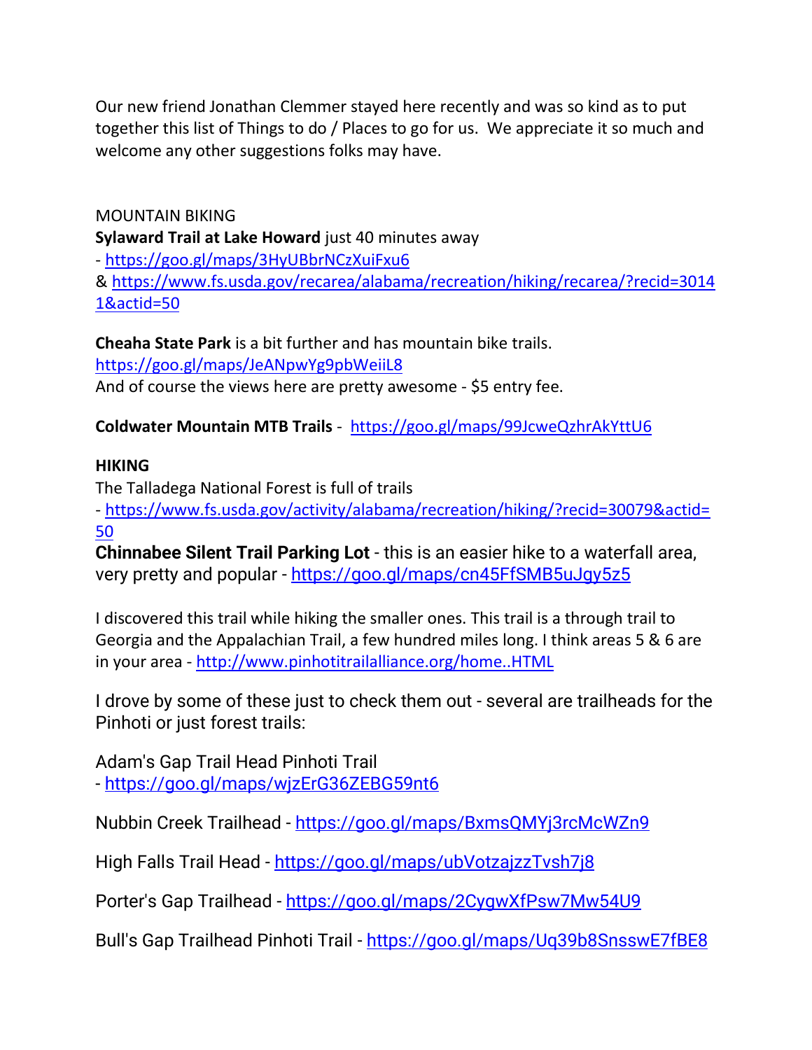Our new friend Jonathan Clemmer stayed here recently and was so kind as to put together this list of Things to do / Places to go for us. We appreciate it so much and welcome any other suggestions folks may have.

MOUNTAIN BIKING

**Sylaward Trail at Lake Howard** just 40 minutes away

- https://goo.gl/maps/3HyUBbrNCzXuiFxu6
& https://www.fs.usda.gov/recarea/alabama/recreation/hiking/recarea/?recid=30141&actid=50

**Cheaha State Park** is a bit further and has mountain bike trails.
https://goo.gl/maps/JeANpwYg9pbWeiiL8
And of course the views here are pretty awesome - $5 entry fee.

**Coldwater Mountain MTB Trails** - https://goo.gl/maps/99JcweQzhrAkYttU6

**HIKING**

The Talladega National Forest is full of trails

- https://www.fs.usda.gov/activity/alabama/recreation/hiking/?recid=30079&actid=50

**Chinnabee Silent Trail Parking Lot** - this is an easier hike to a waterfall area, very pretty and popular - https://goo.gl/maps/cn45FfSMB5uJgy5z5

I discovered this trail while hiking the smaller ones. This trail is a through trail to Georgia and the Appalachian Trail, a few hundred miles long. I think areas 5 & 6 are in your area - http://www.pinhotitrailalliance.org/home..HTML

I drove by some of these just to check them out - several are trailheads for the Pinhoti or just forest trails:

Adam's Gap Trail Head Pinhoti Trail
- https://goo.gl/maps/wjzErG36ZEBG59nt6

Nubbin Creek Trailhead - https://goo.gl/maps/BxmsQMYj3rcMcWZn9

High Falls Trail Head - https://goo.gl/maps/ubVotzajzzTvsh7j8

Porter's Gap Trailhead - https://goo.gl/maps/2CygwXfPsw7Mw54U9

Bull's Gap Trailhead Pinhoti Trail - https://goo.gl/maps/Uq39b8SnsswE7fBE8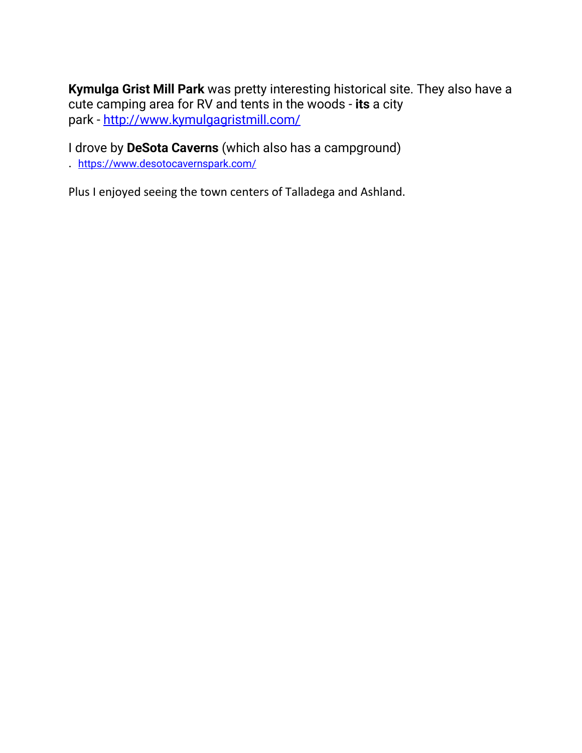**Kymulga Grist Mill Park** was pretty interesting historical site. They also have a cute camping area for RV and tents in the woods - **its** a city park - http://www.kymulgagristmill.com/

I drove by **DeSota Caverns** (which also has a campground) . https://www.desotocavernspark.com/

Plus I enjoyed seeing the town centers of Talladega and Ashland.